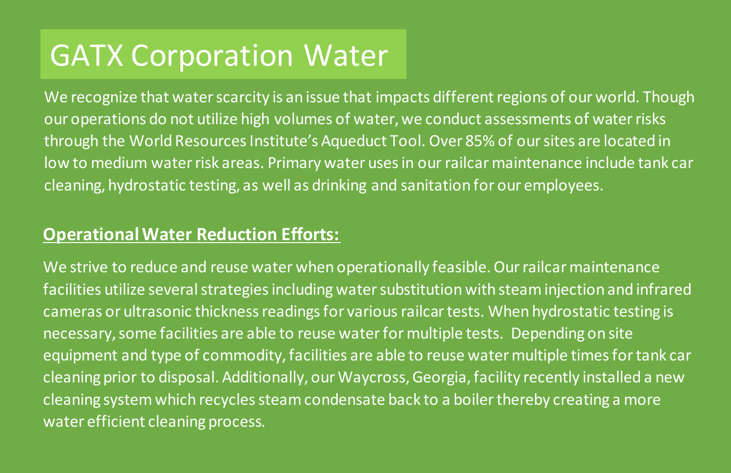# GATX Corporation Water

We recognize that water scarcity is an issue that impacts different regions of our world. Though our operations do not utilize high volumes of water, we conduct assessments of water risks through the World Resources Institute's Aqueduct Tool. Over 85% of our sites are located in low to medium water risk areas. Primary water uses in our railcar maintenance include tank car cleaning, hydrostatic testing, as well as drinking and sanitation for our employees.

## Operational Water Reduction Efforts:

We strive to reduce and reuse water when operationally feasible. Our railcar maintenance facilities utilize several strategies including water substitution with steam injection and infrared cameras or ultrasonic thickness readings for various railcar tests. When hydrostatic testing is necessary, some facilities are able to reuse water for multiple tests. Depending on site equipment and type of commodity, facilities are able to reuse water multiple times for tank car cleaning prior to disposal. Additionally, our Waycross, Georgia, facility recently installed a new cleaning system which recycles steam condensate back to a boiler thereby creating a more water efficient cleaning process.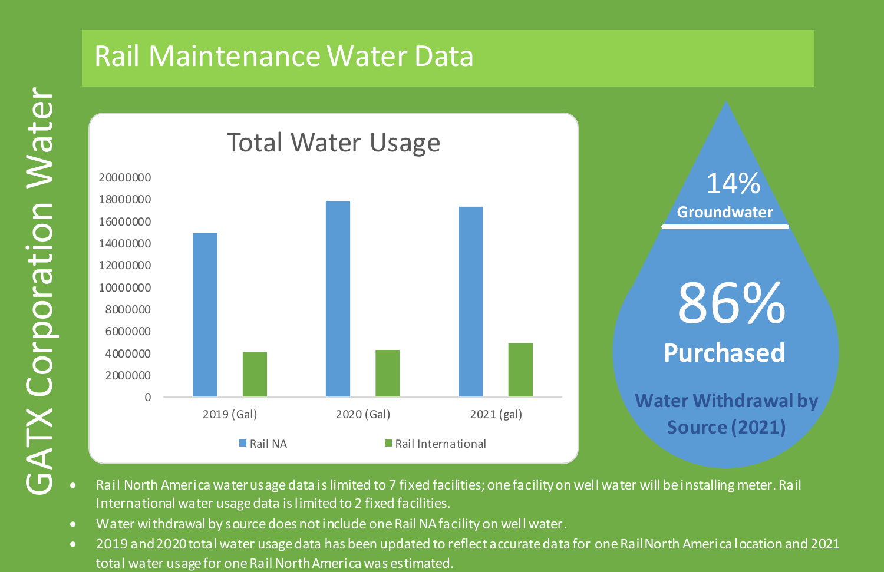# GATX Corporation Water

## Rail Maintenance Water Data

Total Water Usage

20000000
18000000
16000000
14000000
12000000
10000000
8000000
6000000
4000000
2000000
0

2019 (Gal)
2020 (Gal)
2021 (gal)

Rail NA
Rail International

14%
Groundwater

86%
Purchased

Water Withdrawal by Source (2021)

- Rail North America water usage data is limited to 7 fixed facilities; one facility on well water will be installing meter. Rail International water usage data is limited to 2 fixed facilities.
- Water withdrawal by source does not include one Rail NA facility on well water.
- 2019 and 2020 total water usage data has been updated to reflect accurate data for one Rail North America location and 2021 total water usage for one Rail North America was estimated.